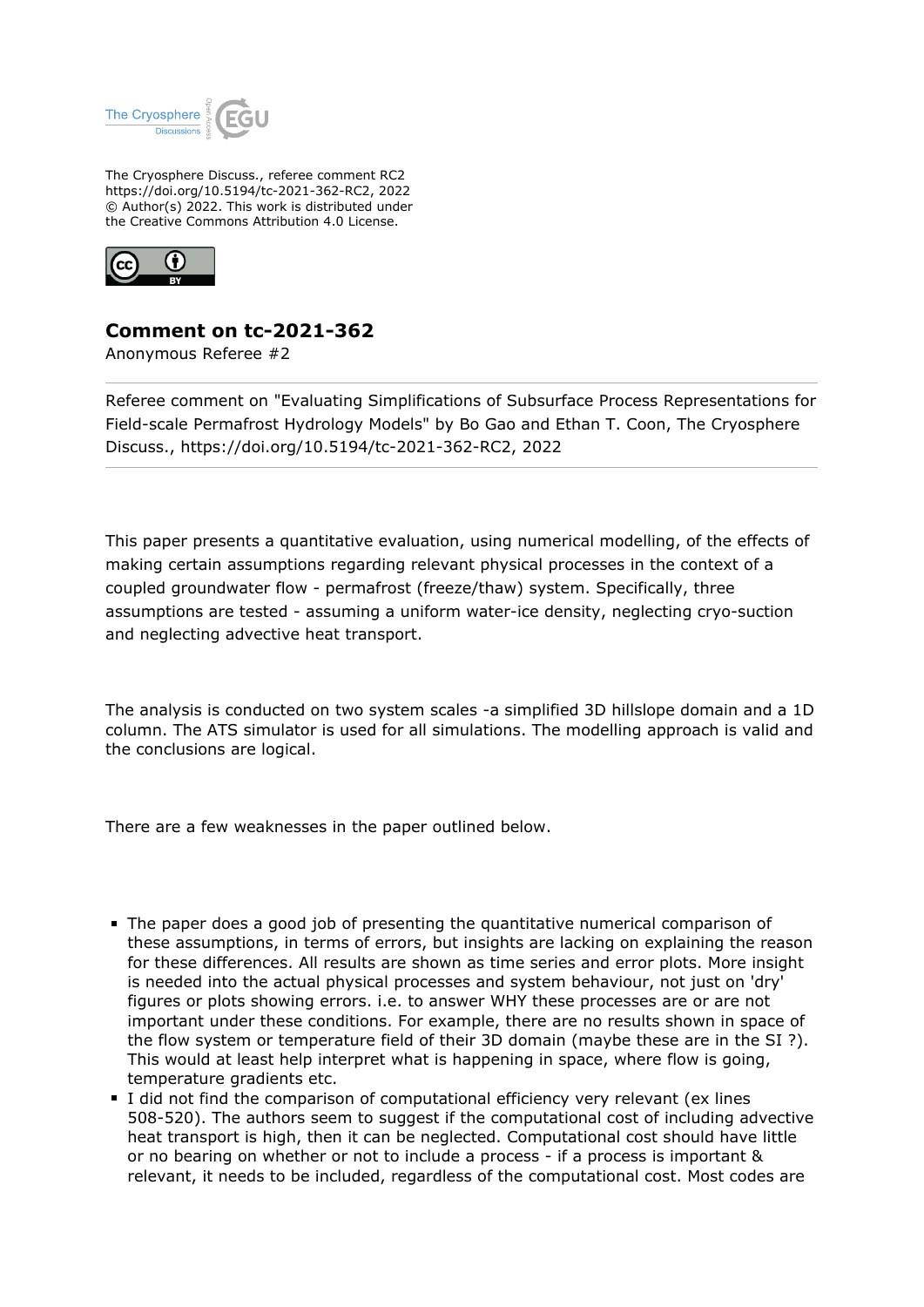The Cryosphere Discuss., referee comment RC2
https://doi.org/10.5194/tc-2021-362-RC2, 2022
© Author(s) 2022. This work is distributed under
the Creative Commons Attribution 4.0 License.

## Comment on tc-2021-362

Anonymous Referee #2

---

Referee comment on "Evaluating Simplifications of Subsurface Process Representations for Field-scale Permafrost Hydrology Models" by Bo Gao and Ethan T. Coon, The Cryosphere Discuss., https://doi.org/10.5194/tc-2021-362-RC2, 2022

---

This paper presents a quantitative evaluation, using numerical modelling, of the effects of making certain assumptions regarding relevant physical processes in the context of a coupled groundwater flow - permafrost (freeze/thaw) system. Specifically, three assumptions are tested - assuming a uniform water-ice density, neglecting cryo-suction and neglecting advective heat transport.

The analysis is conducted on two system scales -a simplified 3D hillslope domain and a 1D column. The ATS simulator is used for all simulations. The modelling approach is valid and the conclusions are logical.

There are a few weaknesses in the paper outlined below.

- The paper does a good job of presenting the quantitative numerical comparison of these assumptions, in terms of errors, but insights are lacking on explaining the reason for these differences. All results are shown as time series and error plots. More insight is needed into the actual physical processes and system behaviour, not just on 'dry' figures or plots showing errors. i.e. to answer WHY these processes are or are not important under these conditions. For example, there are no results shown in space of the flow system or temperature field of their 3D domain (maybe these are in the SI ?). This would at least help interpret what is happening in space, where flow is going, temperature gradients etc.
- I did not find the comparison of computational efficiency very relevant (ex lines 508-520). The authors seem to suggest if the computational cost of including advective heat transport is high, then it can be neglected. Computational cost should have little or no bearing on whether or not to include a process - if a process is important & relevant, it needs to be included, regardless of the computational cost. Most codes are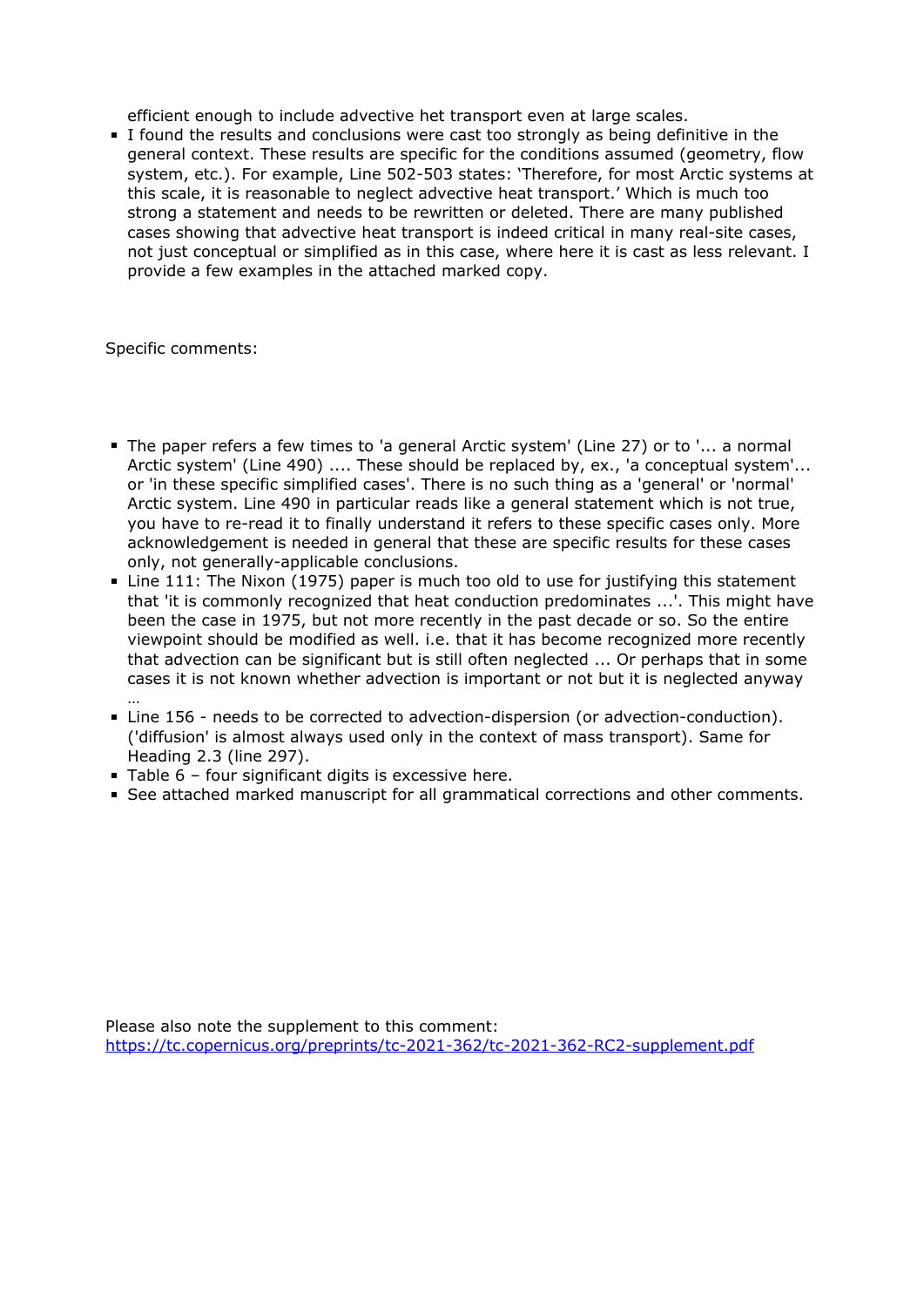efficient enough to include advective het transport even at large scales.

- I found the results and conclusions were cast too strongly as being definitive in the general context. These results are specific for the conditions assumed (geometry, flow system, etc.). For example, Line 502-503 states: 'Therefore, for most Arctic systems at this scale, it is reasonable to neglect advective heat transport.' Which is much too strong a statement and needs to be rewritten or deleted. There are many published cases showing that advective heat transport is indeed critical in many real-site cases, not just conceptual or simplified as in this case, where here it is cast as less relevant. I provide a few examples in the attached marked copy.

Specific comments:

- The paper refers a few times to 'a general Arctic system' (Line 27) or to '... a normal Arctic system' (Line 490) .... These should be replaced by, ex., 'a conceptual system'... or 'in these specific simplified cases'. There is no such thing as a 'general' or 'normal' Arctic system. Line 490 in particular reads like a general statement which is not true, you have to re-read it to finally understand it refers to these specific cases only. More acknowledgement is needed in general that these are specific results for these cases only, not generally-applicable conclusions.
- Line 111: The Nixon (1975) paper is much too old to use for justifying this statement that 'it is commonly recognized that heat conduction predominates ...'. This might have been the case in 1975, but not more recently in the past decade or so. So the entire viewpoint should be modified as well. i.e. that it has become recognized more recently that advection can be significant but is still often neglected ... Or perhaps that in some cases it is not known whether advection is important or not but it is neglected anyway …
- Line 156 - needs to be corrected to advection-dispersion (or advection-conduction). ('diffusion' is almost always used only in the context of mass transport). Same for Heading 2.3 (line 297).
- Table 6 – four significant digits is excessive here.
- See attached marked manuscript for all grammatical corrections and other comments.

Please also note the supplement to this comment:
https://tc.copernicus.org/preprints/tc-2021-362/tc-2021-362-RC2-supplement.pdf